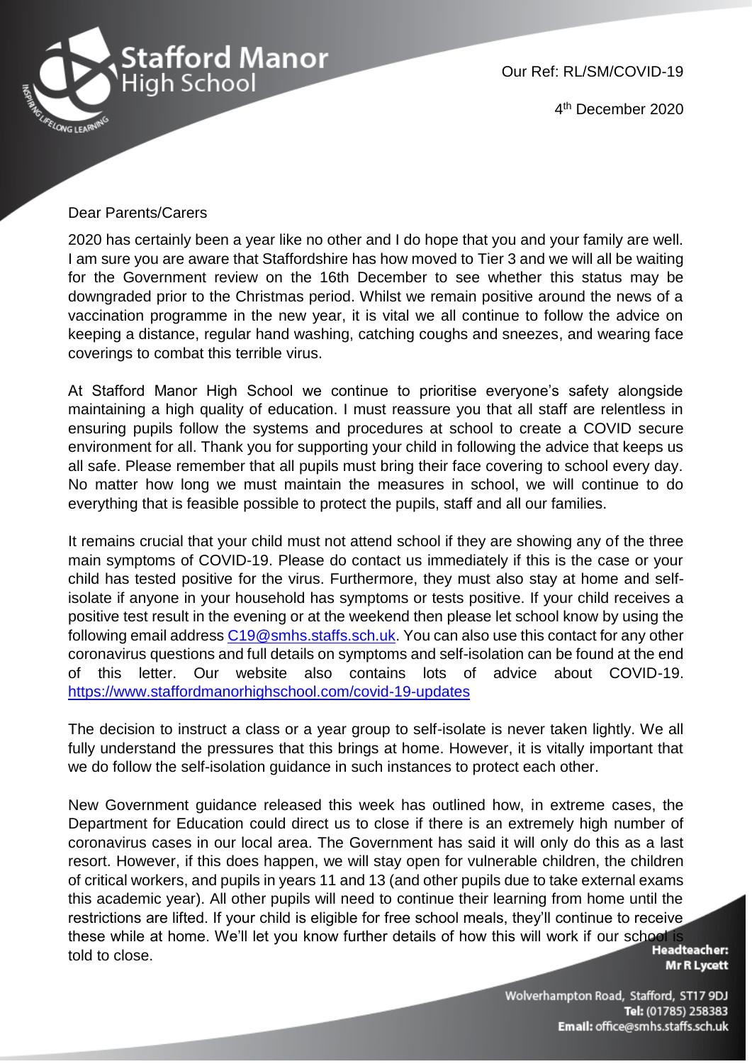# Stafford Manor High School

Our Ref: RL/SM/COVID-19

4th December 2020

Dear Parents/Carers

2020 has certainly been a year like no other and I do hope that you and your family are well. I am sure you are aware that Staffordshire has how moved to Tier 3 and we will all be waiting for the Government review on the 16th December to see whether this status may be downgraded prior to the Christmas period. Whilst we remain positive around the news of a vaccination programme in the new year, it is vital we all continue to follow the advice on keeping a distance, regular hand washing, catching coughs and sneezes, and wearing face coverings to combat this terrible virus.

At Stafford Manor High School we continue to prioritise everyone's safety alongside maintaining a high quality of education. I must reassure you that all staff are relentless in ensuring pupils follow the systems and procedures at school to create a COVID secure environment for all. Thank you for supporting your child in following the advice that keeps us all safe. Please remember that all pupils must bring their face covering to school every day. No matter how long we must maintain the measures in school, we will continue to do everything that is feasible possible to protect the pupils, staff and all our families.

It remains crucial that your child must not attend school if they are showing any of the three main symptoms of COVID-19. Please do contact us immediately if this is the case or your child has tested positive for the virus. Furthermore, they must also stay at home and self-isolate if anyone in your household has symptoms or tests positive. If your child receives a positive test result in the evening or at the weekend then please let school know by using the following email address C19@smhs.staffs.sch.uk. You can also use this contact for any other coronavirus questions and full details on symptoms and self-isolation can be found at the end of this letter. Our website also contains lots of advice about COVID-19. https://www.staffordmanorhighschool.com/covid-19-updates

The decision to instruct a class or a year group to self-isolate is never taken lightly. We all fully understand the pressures that this brings at home. However, it is vitally important that we do follow the self-isolation guidance in such instances to protect each other.

New Government guidance released this week has outlined how, in extreme cases, the Department for Education could direct us to close if there is an extremely high number of coronavirus cases in our local area. The Government has said it will only do this as a last resort. However, if this does happen, we will stay open for vulnerable children, the children of critical workers, and pupils in years 11 and 13 (and other pupils due to take external exams this academic year). All other pupils will need to continue their learning from home until the restrictions are lifted. If your child is eligible for free school meals, they'll continue to receive these while at home. We'll let you know further details of how this will work if our school is told to close.

**Headteacher:** Mr R Lycett

Wolverhampton Road, Stafford, ST17 9DJ
**Tel:** (01785) 258383
**Email:** office@smhs.staffs.sch.uk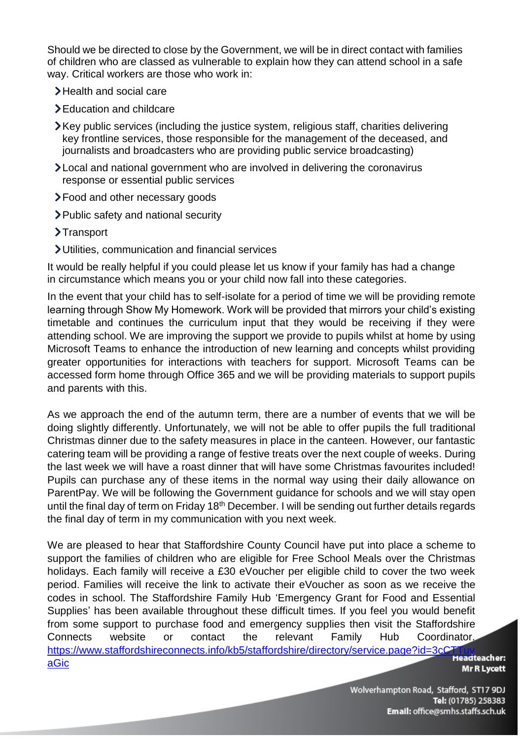Should we be directed to close by the Government, we will be in direct contact with families of children who are classed as vulnerable to explain how they can attend school in a safe way. Critical workers are those who work in:

- Health and social care
- Education and childcare
- Key public services (including the justice system, religious staff, charities delivering key frontline services, those responsible for the management of the deceased, and journalists and broadcasters who are providing public service broadcasting)
- Local and national government who are involved in delivering the coronavirus response or essential public services
- Food and other necessary goods
- Public safety and national security
- Transport
- Utilities, communication and financial services

It would be really helpful if you could please let us know if your family has had a change in circumstance which means you or your child now fall into these categories.

In the event that your child has to self-isolate for a period of time we will be providing remote learning through Show My Homework. Work will be provided that mirrors your child's existing timetable and continues the curriculum input that they would be receiving if they were attending school. We are improving the support we provide to pupils whilst at home by using Microsoft Teams to enhance the introduction of new learning and concepts whilst providing greater opportunities for interactions with teachers for support. Microsoft Teams can be accessed form home through Office 365 and we will be providing materials to support pupils and parents with this.

As we approach the end of the autumn term, there are a number of events that we will be doing slightly differently. Unfortunately, we will not be able to offer pupils the full traditional Christmas dinner due to the safety measures in place in the canteen. However, our fantastic catering team will be providing a range of festive treats over the next couple of weeks. During the last week we will have a roast dinner that will have some Christmas favourites included! Pupils can purchase any of these items in the normal way using their daily allowance on ParentPay. We will be following the Government guidance for schools and we will stay open until the final day of term on Friday 18th December. I will be sending out further details regards the final day of term in my communication with you next week.

We are pleased to hear that Staffordshire County Council have put into place a scheme to support the families of children who are eligible for Free School Meals over the Christmas holidays. Each family will receive a £30 eVoucher per eligible child to cover the two week period. Families will receive the link to activate their eVoucher as soon as we receive the codes in school. The Staffordshire Family Hub 'Emergency Grant for Food and Essential Supplies' has been available throughout these difficult times. If you feel you would benefit from some support to purchase food and emergency supplies then visit the Staffordshire Connects website or contact the relevant Family Hub Coordinator. https://www.staffordshireconnects.info/kb5/staffordshire/directory/service.page?id=3cCTTuyaGic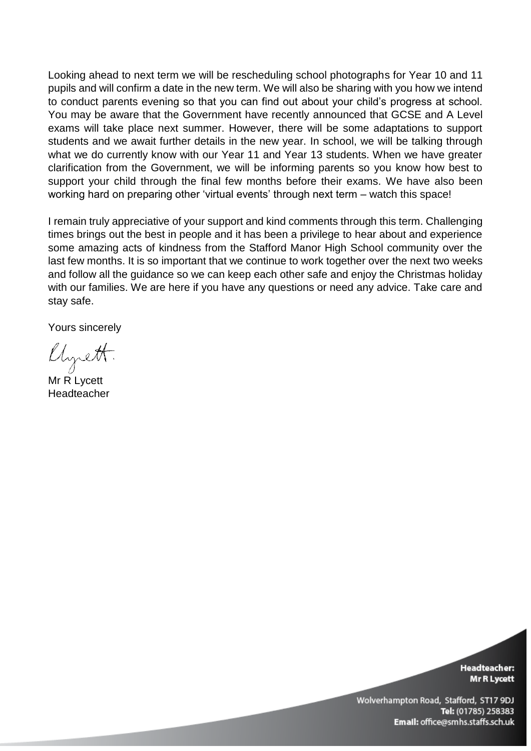Looking ahead to next term we will be rescheduling school photographs for Year 10 and 11 pupils and will confirm a date in the new term. We will also be sharing with you how we intend to conduct parents evening so that you can find out about your child's progress at school. You may be aware that the Government have recently announced that GCSE and A Level exams will take place next summer. However, there will be some adaptations to support students and we await further details in the new year. In school, we will be talking through what we do currently know with our Year 11 and Year 13 students. When we have greater clarification from the Government, we will be informing parents so you know how best to support your child through the final few months before their exams. We have also been working hard on preparing other 'virtual events' through next term – watch this space!

I remain truly appreciative of your support and kind comments through this term. Challenging times brings out the best in people and it has been a privilege to hear about and experience some amazing acts of kindness from the Stafford Manor High School community over the last few months. It is so important that we continue to work together over the next two weeks and follow all the guidance so we can keep each other safe and enjoy the Christmas holiday with our families. We are here if you have any questions or need any advice. Take care and stay safe.

Yours sincerely

Mr R Lycett
Headteacher

**Headteacher:**
**Mr R Lycett**

Wolverhampton Road, Stafford, ST17 9DJ
**Tel:** (01785) 258383
**Email:** office@smhs.staffs.sch.uk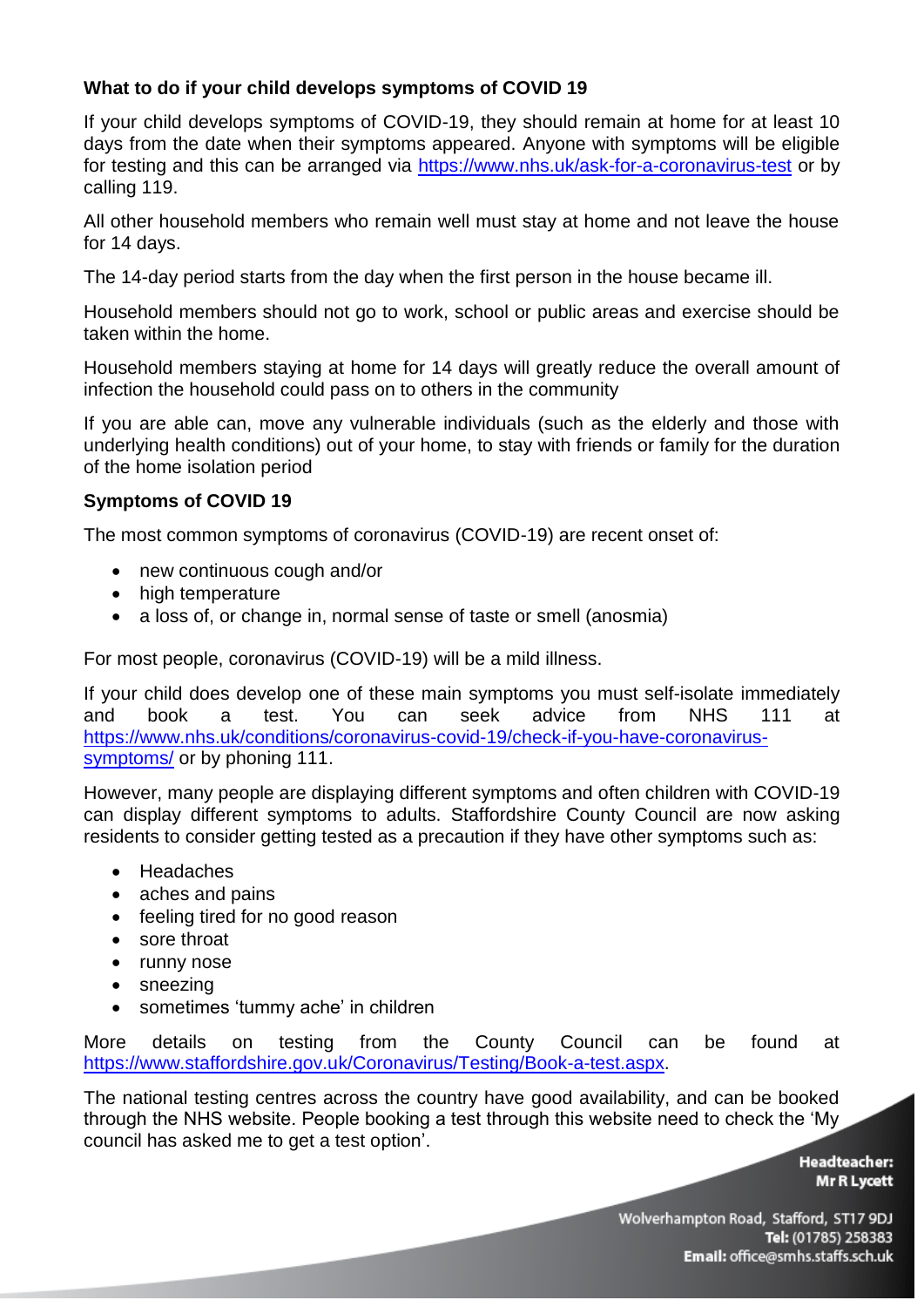**What to do if your child develops symptoms of COVID 19**

If your child develops symptoms of COVID-19, they should remain at home for at least 10 days from the date when their symptoms appeared. Anyone with symptoms will be eligible for testing and this can be arranged via https://www.nhs.uk/ask-for-a-coronavirus-test or by calling 119.

All other household members who remain well must stay at home and not leave the house for 14 days.

The 14-day period starts from the day when the first person in the house became ill.

Household members should not go to work, school or public areas and exercise should be taken within the home.

Household members staying at home for 14 days will greatly reduce the overall amount of infection the household could pass on to others in the community

If you are able can, move any vulnerable individuals (such as the elderly and those with underlying health conditions) out of your home, to stay with friends or family for the duration of the home isolation period

**Symptoms of COVID 19**

The most common symptoms of coronavirus (COVID-19) are recent onset of:

- new continuous cough and/or
- high temperature
- a loss of, or change in, normal sense of taste or smell (anosmia)

For most people, coronavirus (COVID-19) will be a mild illness.

If your child does develop one of these main symptoms you must self-isolate immediately and book a test. You can seek advice from NHS 111 at https://www.nhs.uk/conditions/coronavirus-covid-19/check-if-you-have-coronavirus-symptoms/ or by phoning 111.

However, many people are displaying different symptoms and often children with COVID-19 can display different symptoms to adults. Staffordshire County Council are now asking residents to consider getting tested as a precaution if they have other symptoms such as:

- Headaches
- aches and pains
- feeling tired for no good reason
- sore throat
- runny nose
- sneezing
- sometimes 'tummy ache' in children

More details on testing from the County Council can be found at https://www.staffordshire.gov.uk/Coronavirus/Testing/Book-a-test.aspx.

The national testing centres across the country have good availability, and can be booked through the NHS website. People booking a test through this website need to check the 'My council has asked me to get a test option'.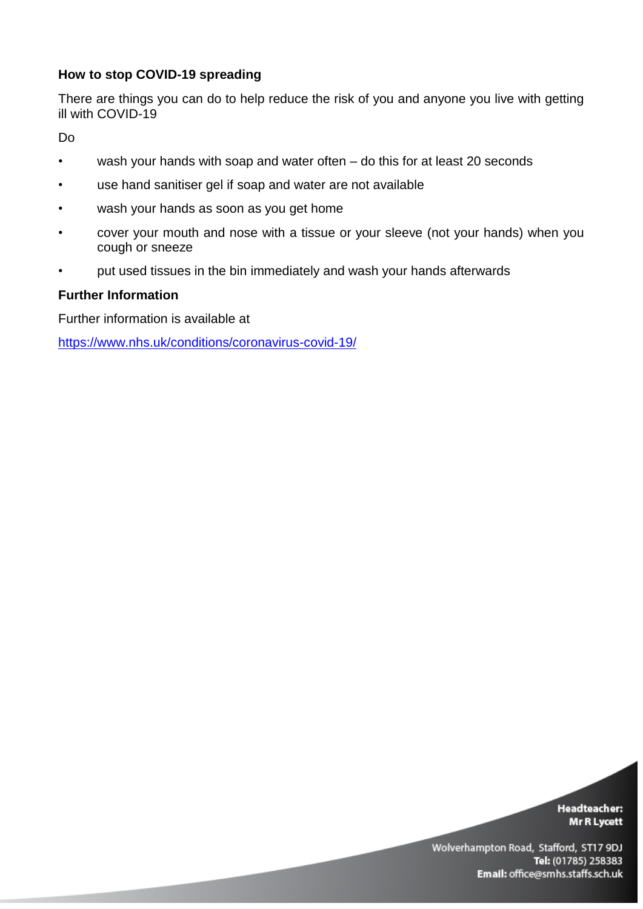**How to stop COVID-19 spreading**

There are things you can do to help reduce the risk of you and anyone you live with getting ill with COVID-19

Do

- wash your hands with soap and water often – do this for at least 20 seconds
- use hand sanitiser gel if soap and water are not available
- wash your hands as soon as you get home
- cover your mouth and nose with a tissue or your sleeve (not your hands) when you cough or sneeze
- put used tissues in the bin immediately and wash your hands afterwards

**Further Information**

Further information is available at

https://www.nhs.uk/conditions/coronavirus-covid-19/

**Headteacher:**
**Mr R Lycett**

Wolverhampton Road, Stafford, ST17 9DJ
**Tel:** (01785) 258383
**Email:** office@smhs.staffs.sch.uk